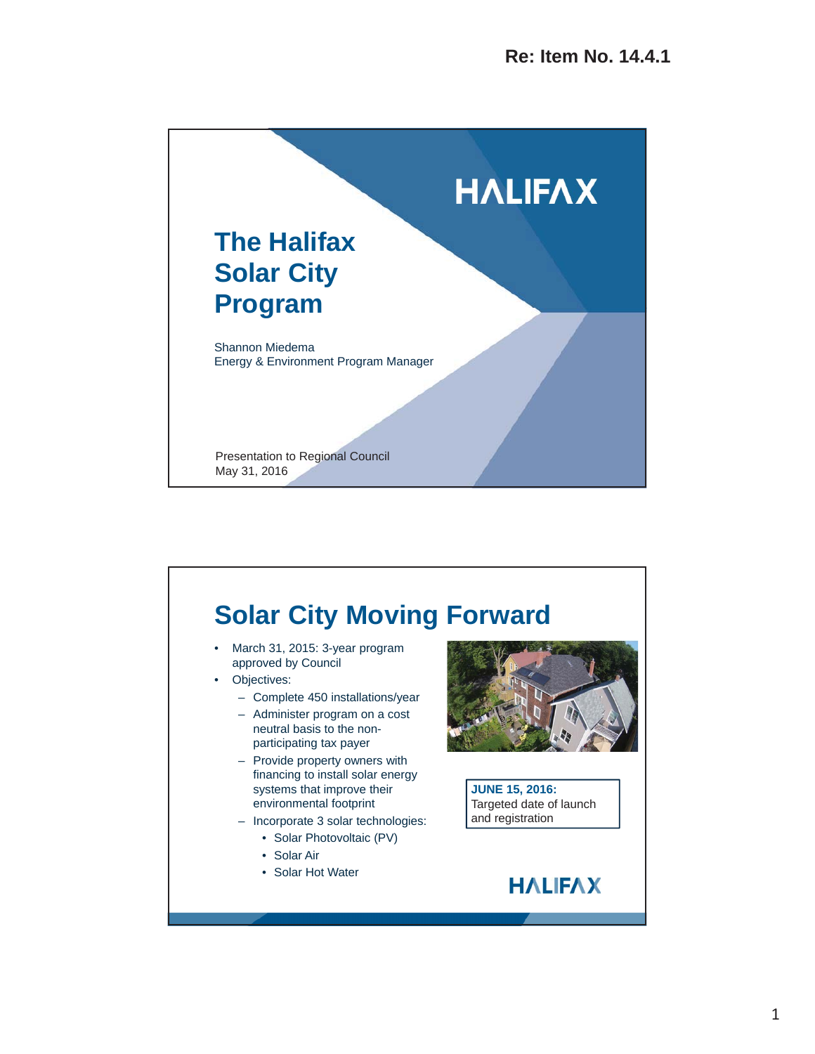Re: Item No. 14.4.1

# The Halifax Solar City Program

HALIFAX

Shannon Miedema
Energy & Environment Program Manager

Presentation to Regional Council
May 31, 2016

## Solar City Moving Forward

- March 31, 2015: 3-year program approved by Council
- Objectives:
  - Complete 450 installations/year
  - Administer program on a cost neutral basis to the non-participating tax payer
  - Provide property owners with financing to install solar energy systems that improve their environmental footprint
  - Incorporate 3 solar technologies:
    - Solar Photovoltaic (PV)
    - Solar Air
    - Solar Hot Water

**JUNE 15, 2016:**
Targeted date of launch and registration

HALIFAX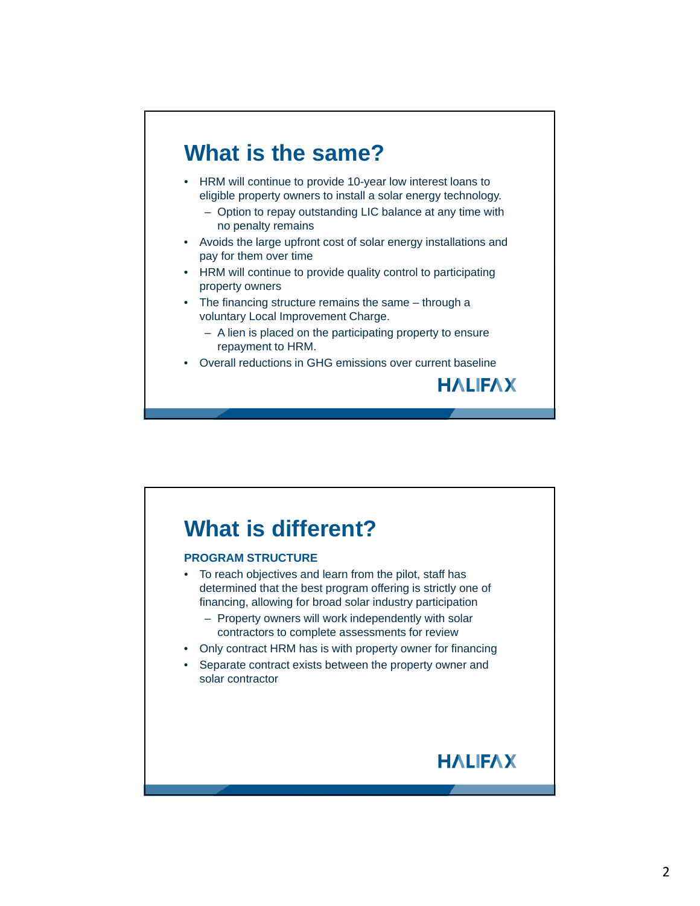## What is the same?

- HRM will continue to provide 10-year low interest loans to eligible property owners to install a solar energy technology.
  - Option to repay outstanding LIC balance at any time with no penalty remains
- Avoids the large upfront cost of solar energy installations and pay for them over time
- HRM will continue to provide quality control to participating property owners
- The financing structure remains the same – through a voluntary Local Improvement Charge.
  - A lien is placed on the participating property to ensure repayment to HRM.
- Overall reductions in GHG emissions over current baseline

HALIFAX

## What is different?

**PROGRAM STRUCTURE**

- To reach objectives and learn from the pilot, staff has determined that the best program offering is strictly one of financing, allowing for broad solar industry participation
  - Property owners will work independently with solar contractors to complete assessments for review
- Only contract HRM has is with property owner for financing
- Separate contract exists between the property owner and solar contractor

HALIFAX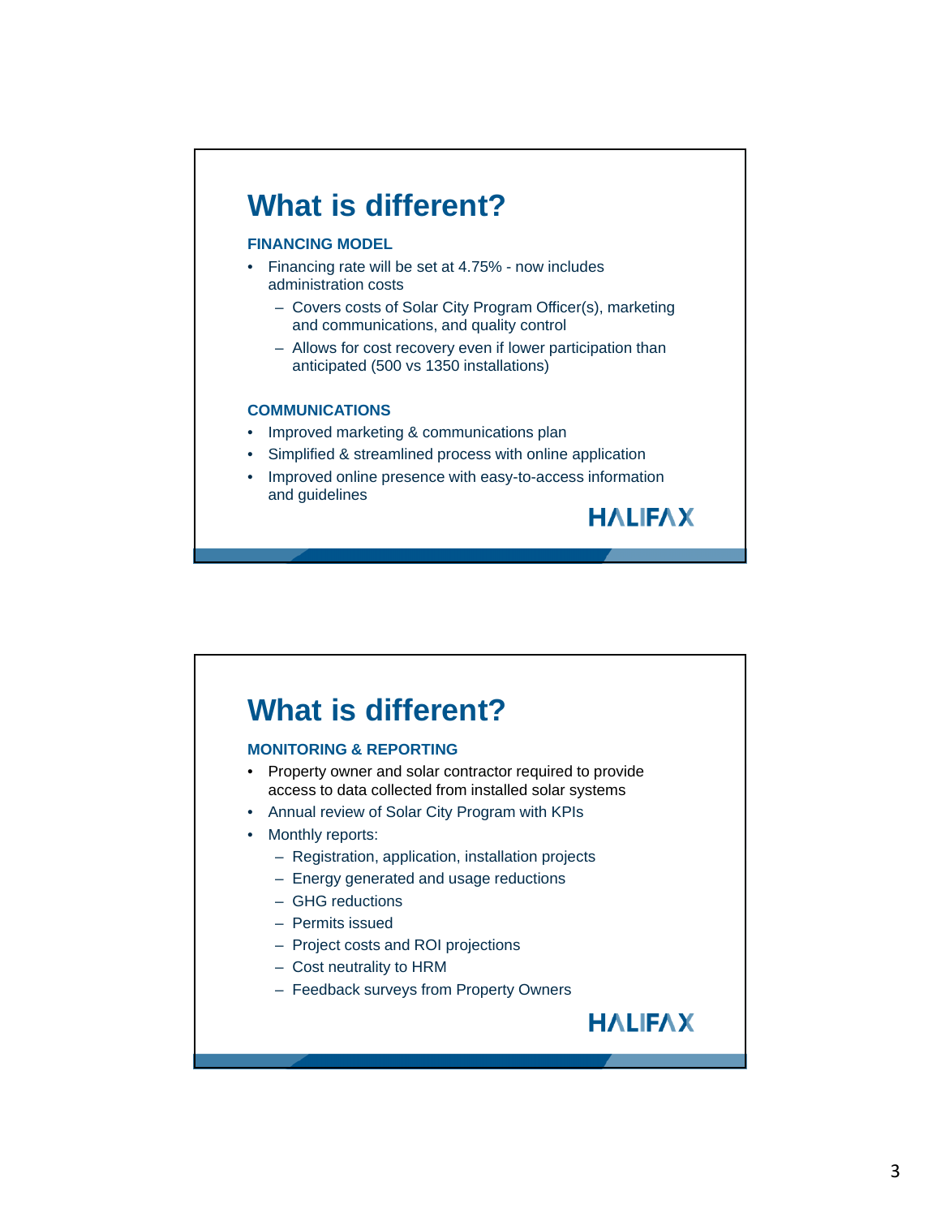# What is different?

### FINANCING MODEL

- Financing rate will be set at 4.75% - now includes administration costs
  - Covers costs of Solar City Program Officer(s), marketing and communications, and quality control
  - Allows for cost recovery even if lower participation than anticipated (500 vs 1350 installations)

### COMMUNICATIONS

- Improved marketing & communications plan
- Simplified & streamlined process with online application
- Improved online presence with easy-to-access information and guidelines

HALIFAX

# What is different?

### MONITORING & REPORTING

- Property owner and solar contractor required to provide access to data collected from installed solar systems
- Annual review of Solar City Program with KPIs
- Monthly reports:
  - Registration, application, installation projects
  - Energy generated and usage reductions
  - GHG reductions
  - Permits issued
  - Project costs and ROI projections
  - Cost neutrality to HRM
  - Feedback surveys from Property Owners

HALIFAX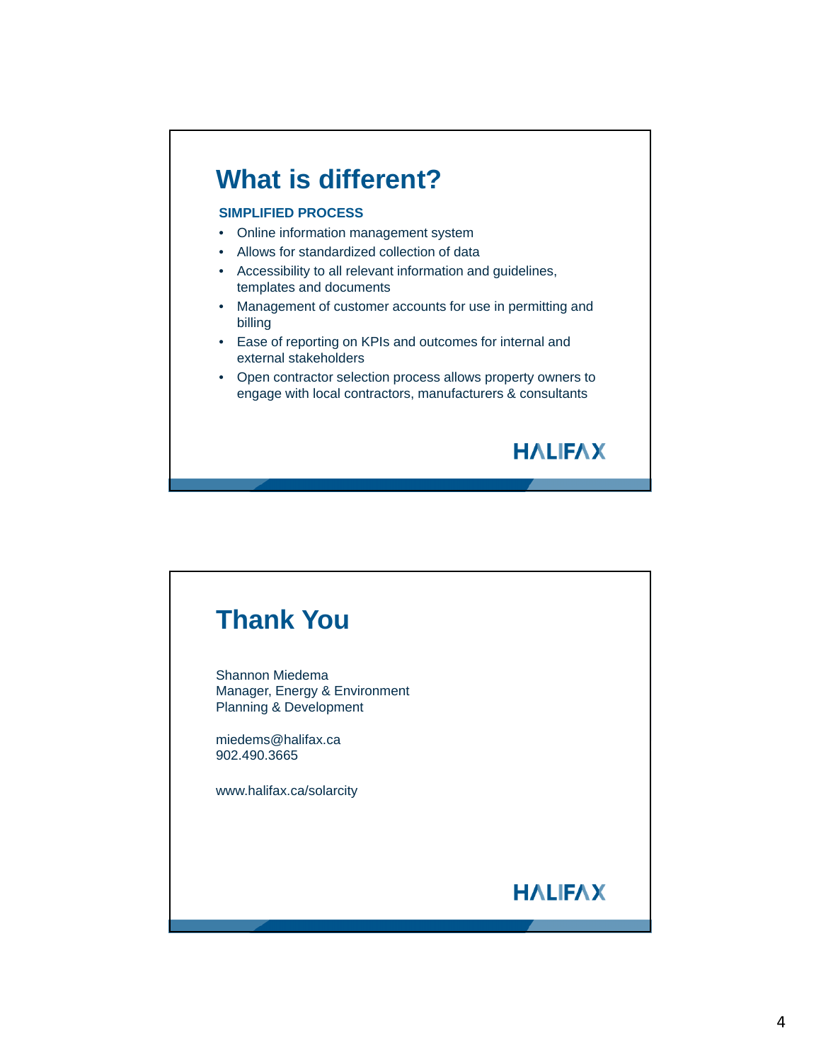## What is different?

**SIMPLIFIED PROCESS**

- Online information management system
- Allows for standardized collection of data
- Accessibility to all relevant information and guidelines, templates and documents
- Management of customer accounts for use in permitting and billing
- Ease of reporting on KPIs and outcomes for internal and external stakeholders
- Open contractor selection process allows property owners to engage with local contractors, manufacturers & consultants

HALIFAX

## Thank You

Shannon Miedema
Manager, Energy & Environment
Planning & Development

miedems@halifax.ca
902.490.3665

www.halifax.ca/solarcity

HALIFAX